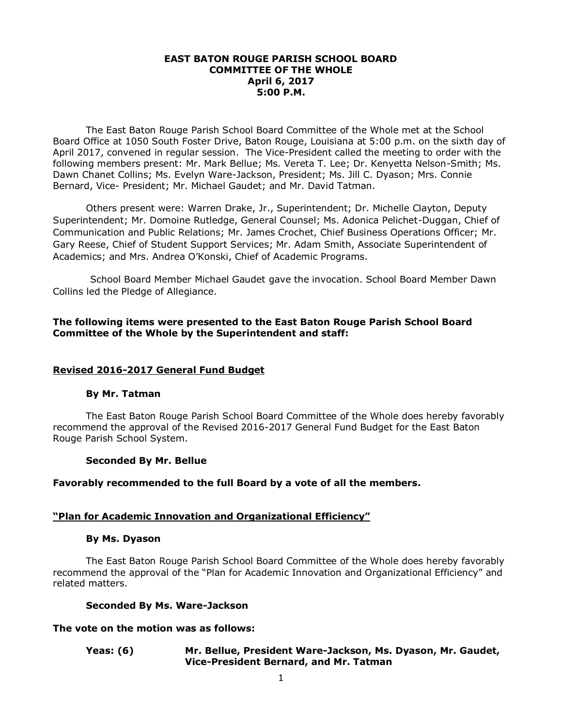**EAST BATON ROUGE PARISH SCHOOL BOARD**
**COMMITTEE OF THE WHOLE**
**April 6, 2017**
**5:00 P.M.**

The East Baton Rouge Parish School Board Committee of the Whole met at the School Board Office at 1050 South Foster Drive, Baton Rouge, Louisiana at 5:00 p.m. on the sixth day of April 2017, convened in regular session. The Vice-President called the meeting to order with the following members present: Mr. Mark Bellue; Ms. Vereta T. Lee; Dr. Kenyetta Nelson-Smith; Ms. Dawn Chanet Collins; Ms. Evelyn Ware-Jackson, President; Ms. Jill C. Dyason; Mrs. Connie Bernard, Vice- President; Mr. Michael Gaudet; and Mr. David Tatman.

Others present were: Warren Drake, Jr., Superintendent; Dr. Michelle Clayton, Deputy Superintendent; Mr. Domoine Rutledge, General Counsel; Ms. Adonica Pelichet-Duggan, Chief of Communication and Public Relations; Mr. James Crochet, Chief Business Operations Officer; Mr. Gary Reese, Chief of Student Support Services; Mr. Adam Smith, Associate Superintendent of Academics; and Mrs. Andrea O'Konski, Chief of Academic Programs.

School Board Member Michael Gaudet gave the invocation. School Board Member Dawn Collins led the Pledge of Allegiance.

**The following items were presented to the East Baton Rouge Parish School Board Committee of the Whole by the Superintendent and staff:**

**Revised 2016-2017 General Fund Budget**

**By Mr. Tatman**

The East Baton Rouge Parish School Board Committee of the Whole does hereby favorably recommend the approval of the Revised 2016-2017 General Fund Budget for the East Baton Rouge Parish School System.

**Seconded By Mr. Bellue**

**Favorably recommended to the full Board by a vote of all the members.**

**"Plan for Academic Innovation and Organizational Efficiency"**

**By Ms. Dyason**

The East Baton Rouge Parish School Board Committee of the Whole does hereby favorably recommend the approval of the "Plan for Academic Innovation and Organizational Efficiency" and related matters.

**Seconded By Ms. Ware-Jackson**

**The vote on the motion was as follows:**

**Yeas: (6)** **Mr. Bellue, President Ware-Jackson, Ms. Dyason, Mr. Gaudet, Vice-President Bernard, and Mr. Tatman**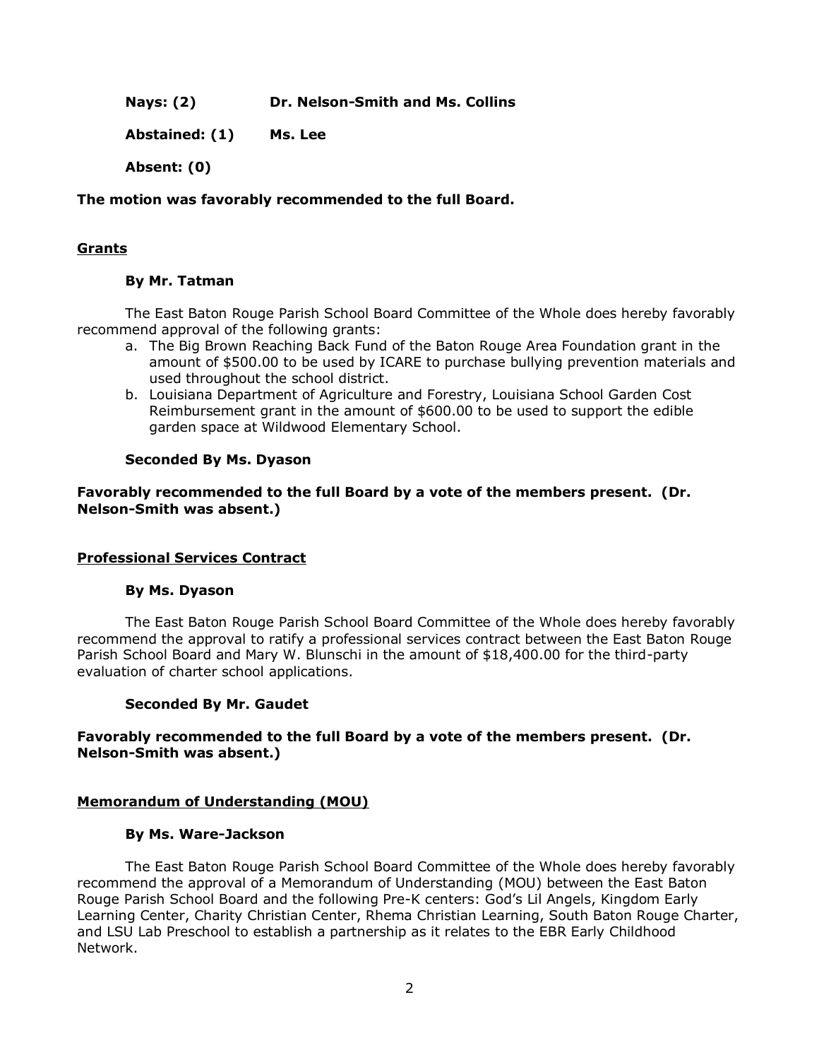**Nays: (2) Dr. Nelson-Smith and Ms. Collins**

**Abstained: (1) Ms. Lee**

**Absent: (0)**

**The motion was favorably recommended to the full Board.**

**Grants**

**By Mr. Tatman**

The East Baton Rouge Parish School Board Committee of the Whole does hereby favorably recommend approval of the following grants:

a. The Big Brown Reaching Back Fund of the Baton Rouge Area Foundation grant in the amount of $500.00 to be used by ICARE to purchase bullying prevention materials and used throughout the school district.
b. Louisiana Department of Agriculture and Forestry, Louisiana School Garden Cost Reimbursement grant in the amount of $600.00 to be used to support the edible garden space at Wildwood Elementary School.

**Seconded By Ms. Dyason**

**Favorably recommended to the full Board by a vote of the members present. (Dr. Nelson-Smith was absent.)**

**Professional Services Contract**

**By Ms. Dyason**

The East Baton Rouge Parish School Board Committee of the Whole does hereby favorably recommend the approval to ratify a professional services contract between the East Baton Rouge Parish School Board and Mary W. Blunschi in the amount of $18,400.00 for the third-party evaluation of charter school applications.

**Seconded By Mr. Gaudet**

**Favorably recommended to the full Board by a vote of the members present. (Dr. Nelson-Smith was absent.)**

**Memorandum of Understanding (MOU)**

**By Ms. Ware-Jackson**

The East Baton Rouge Parish School Board Committee of the Whole does hereby favorably recommend the approval of a Memorandum of Understanding (MOU) between the East Baton Rouge Parish School Board and the following Pre-K centers: God's Lil Angels, Kingdom Early Learning Center, Charity Christian Center, Rhema Christian Learning, South Baton Rouge Charter, and LSU Lab Preschool to establish a partnership as it relates to the EBR Early Childhood Network.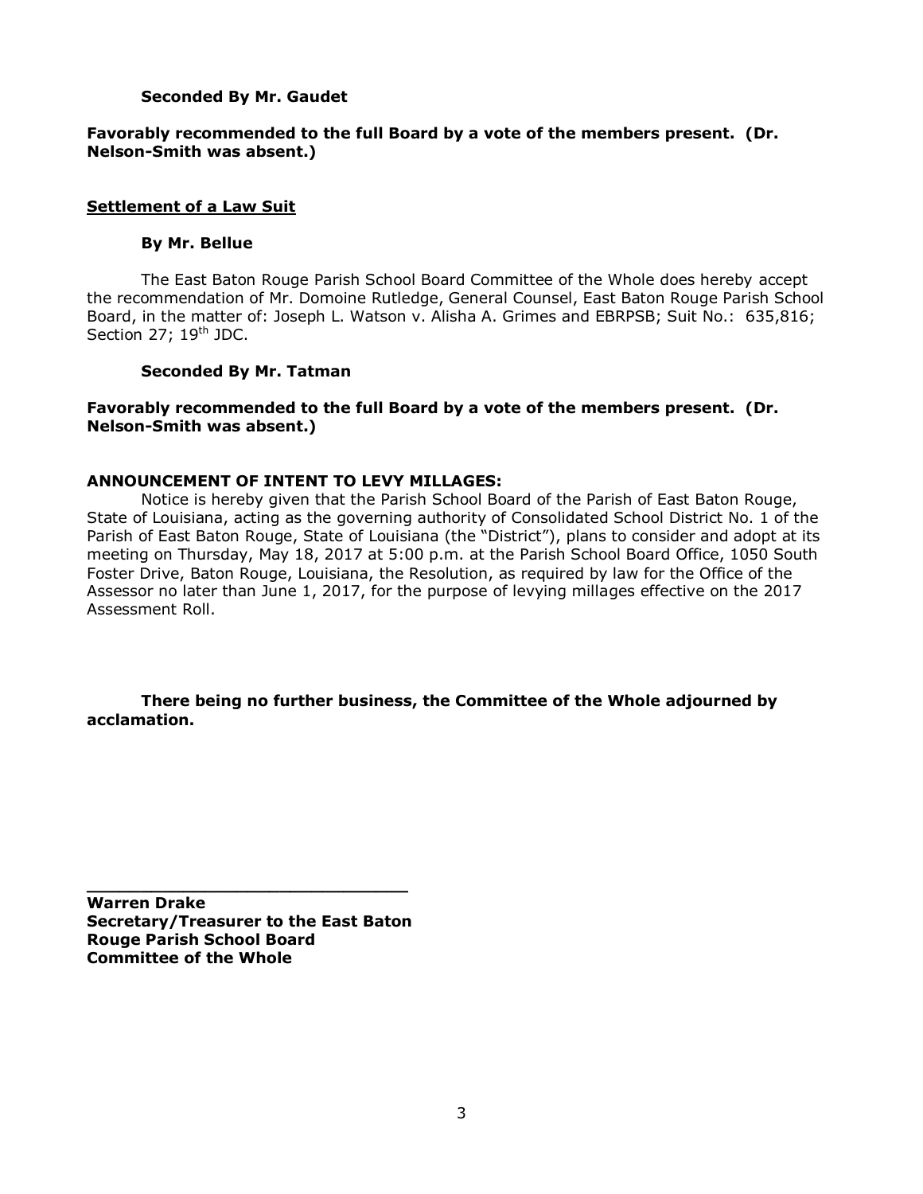**Seconded By Mr. Gaudet**

**Favorably recommended to the full Board by a vote of the members present. (Dr. Nelson-Smith was absent.)**

**Settlement of a Law Suit**

**By Mr. Bellue**

The East Baton Rouge Parish School Board Committee of the Whole does hereby accept the recommendation of Mr. Domoine Rutledge, General Counsel, East Baton Rouge Parish School Board, in the matter of: Joseph L. Watson v. Alisha A. Grimes and EBRPSB; Suit No.: 635,816; Section 27; 19th JDC.

**Seconded By Mr. Tatman**

**Favorably recommended to the full Board by a vote of the members present. (Dr. Nelson-Smith was absent.)**

**ANNOUNCEMENT OF INTENT TO LEVY MILLAGES:**

Notice is hereby given that the Parish School Board of the Parish of East Baton Rouge, State of Louisiana, acting as the governing authority of Consolidated School District No. 1 of the Parish of East Baton Rouge, State of Louisiana (the "District"), plans to consider and adopt at its meeting on Thursday, May 18, 2017 at 5:00 p.m. at the Parish School Board Office, 1050 South Foster Drive, Baton Rouge, Louisiana, the Resolution, as required by law for the Office of the Assessor no later than June 1, 2017, for the purpose of levying millages effective on the 2017 Assessment Roll.

**There being no further business, the Committee of the Whole adjourned by acclamation.**

______________________________

**Warren Drake**
**Secretary/Treasurer to the East Baton Rouge Parish School Board Committee of the Whole**